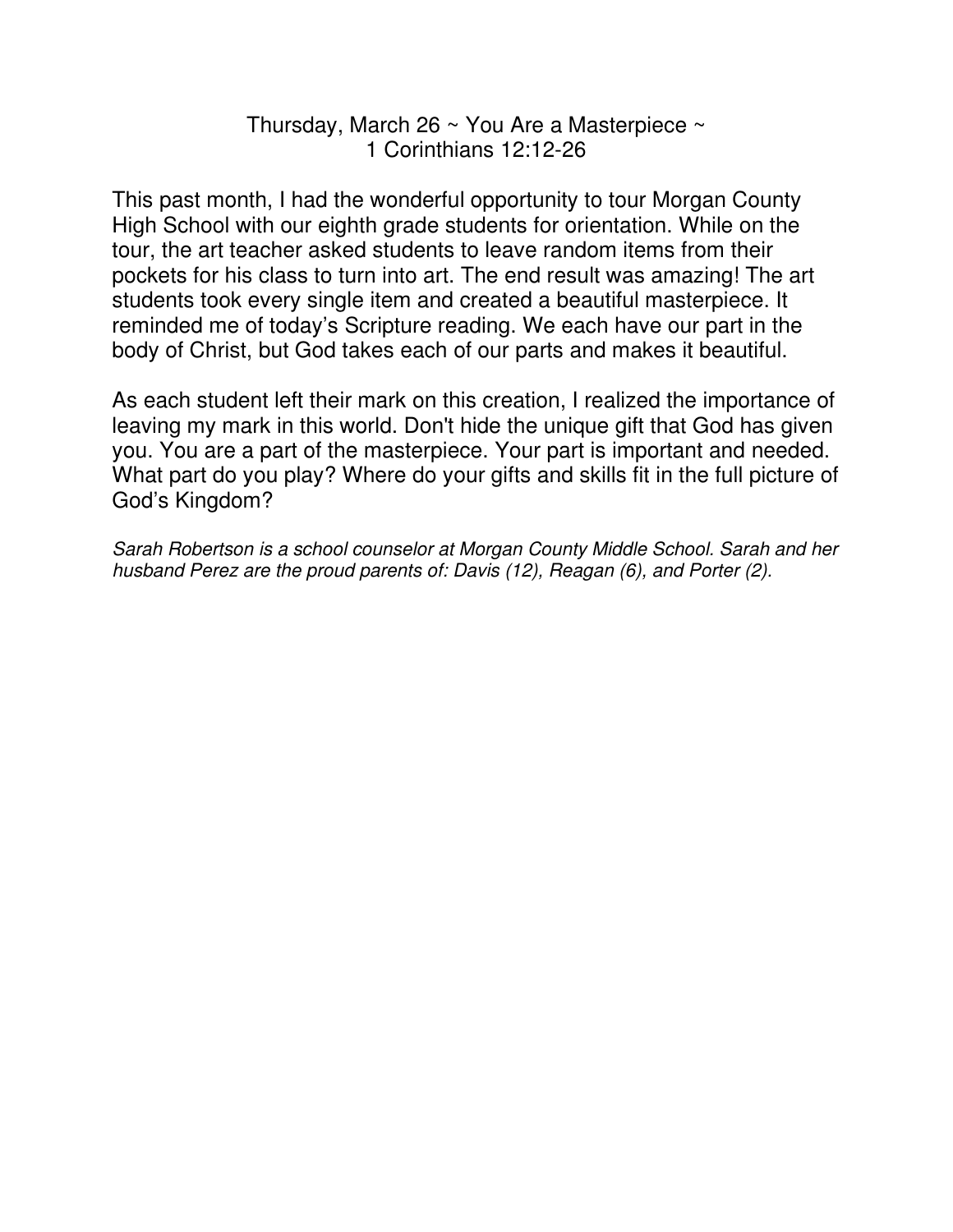## Thursday, March 26 ~ You Are a Masterpiece ~ 1 Corinthians 12:12-26

This past month, I had the wonderful opportunity to tour Morgan County High School with our eighth grade students for orientation. While on the tour, the art teacher asked students to leave random items from their pockets for his class to turn into art. The end result was amazing! The art students took every single item and created a beautiful masterpiece. It reminded me of today's Scripture reading. We each have our part in the body of Christ, but God takes each of our parts and makes it beautiful.

As each student left their mark on this creation, I realized the importance of leaving my mark in this world. Don't hide the unique gift that God has given you. You are a part of the masterpiece. Your part is important and needed. What part do you play? Where do your gifts and skills fit in the full picture of God's Kingdom?

*Sarah Robertson is a school counselor at Morgan County Middle School. Sarah and her husband Perez are the proud parents of: Davis (12), Reagan (6), and Porter (2).*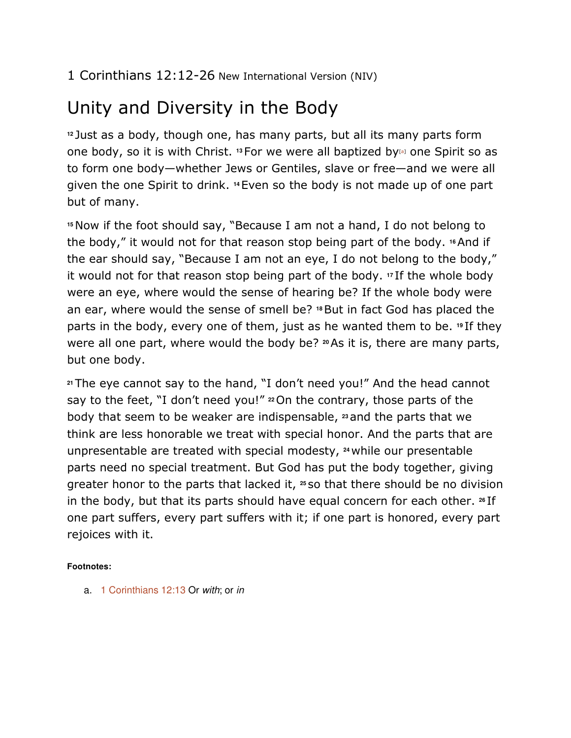1 Corinthians 12:12-26 New International Version (NIV)

# Unity and Diversity in the Body

[12] Just as a body, though one, has many parts, but all its many parts form one body, so it is with Christ. [13] For we were all baptized by[a] one Spirit so as to form one body—whether Jews or Gentiles, slave or free—and we were all given the one Spirit to drink. [14] Even so the body is not made up of one part but of many.

[15] Now if the foot should say, "Because I am not a hand, I do not belong to the body," it would not for that reason stop being part of the body. [16] And if the ear should say, "Because I am not an eye, I do not belong to the body," it would not for that reason stop being part of the body. [17] If the whole body were an eye, where would the sense of hearing be? If the whole body were an ear, where would the sense of smell be? [18] But in fact God has placed the parts in the body, every one of them, just as he wanted them to be. [19] If they were all one part, where would the body be? [20] As it is, there are many parts, but one body.

[21] The eye cannot say to the hand, "I don't need you!" And the head cannot say to the feet, "I don't need you!" [22] On the contrary, those parts of the body that seem to be weaker are indispensable, [23] and the parts that we think are less honorable we treat with special honor. And the parts that are unpresentable are treated with special modesty, [24] while our presentable parts need no special treatment. But God has put the body together, giving greater honor to the parts that lacked it, [25] so that there should be no division in the body, but that its parts should have equal concern for each other. [26] If one part suffers, every part suffers with it; if one part is honored, every part rejoices with it.

**Footnotes:**

a. 1 Corinthians 12:13 Or *with*; or *in*